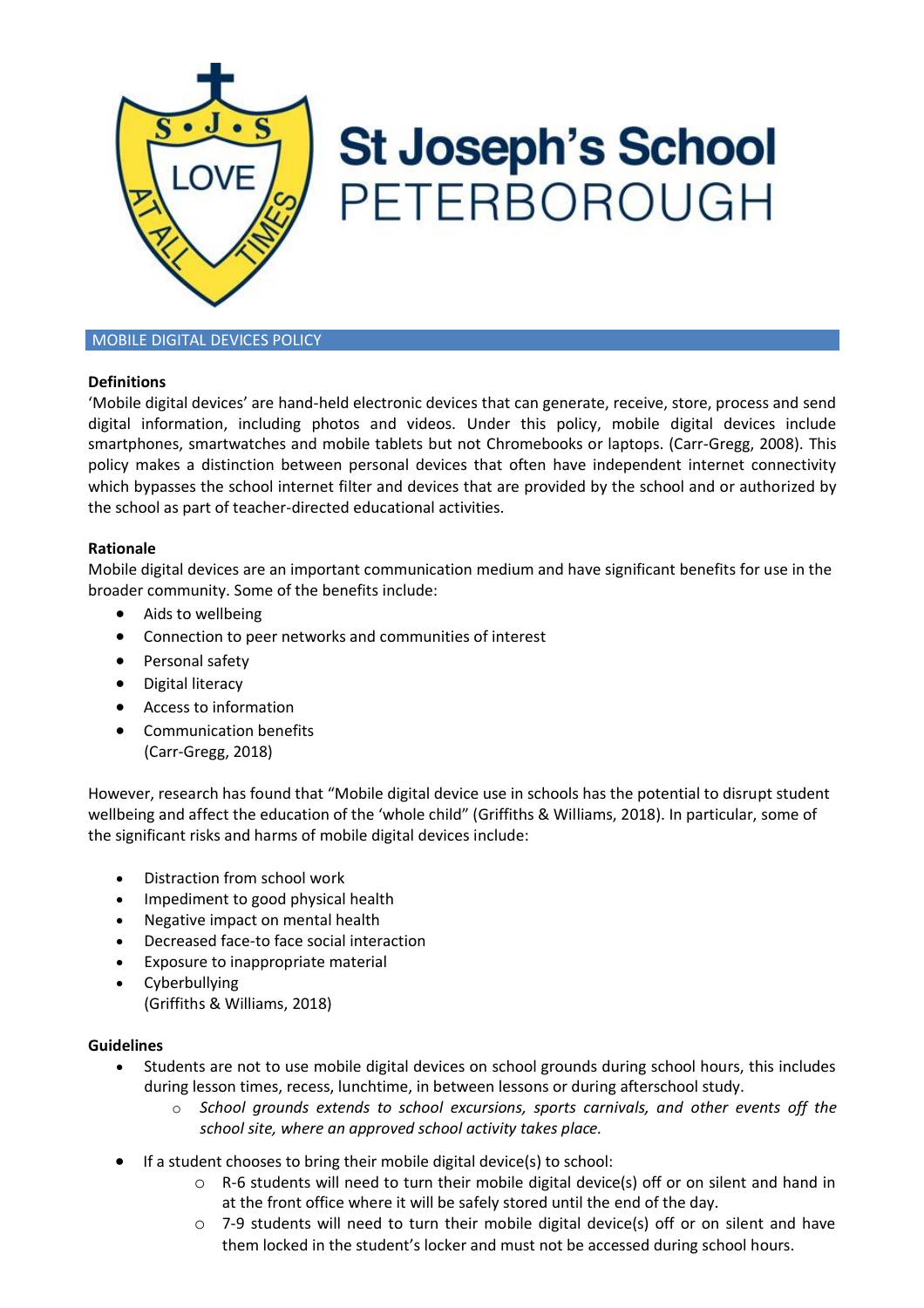# St Joseph's School PETERBOROUGH

## MOBILE DIGITAL DEVICES POLICY

**Definitions**

'Mobile digital devices' are hand-held electronic devices that can generate, receive, store, process and send digital information, including photos and videos. Under this policy, mobile digital devices include smartphones, smartwatches and mobile tablets but not Chromebooks or laptops. (Carr-Gregg, 2008). This policy makes a distinction between personal devices that often have independent internet connectivity which bypasses the school internet filter and devices that are provided by the school and or authorized by the school as part of teacher-directed educational activities.

**Rationale**

Mobile digital devices are an important communication medium and have significant benefits for use in the broader community. Some of the benefits include:

- Aids to wellbeing
- Connection to peer networks and communities of interest
- Personal safety
- Digital literacy
- Access to information
- Communication benefits
  (Carr-Gregg, 2018)

However, research has found that "Mobile digital device use in schools has the potential to disrupt student wellbeing and affect the education of the 'whole child" (Griffiths & Williams, 2018). In particular, some of the significant risks and harms of mobile digital devices include:

- Distraction from school work
- Impediment to good physical health
- Negative impact on mental health
- Decreased face-to face social interaction
- Exposure to inappropriate material
- Cyberbullying
  (Griffiths & Williams, 2018)

**Guidelines**

- Students are not to use mobile digital devices on school grounds during school hours, this includes during lesson times, recess, lunchtime, in between lessons or during afterschool study.
  - *School grounds extends to school excursions, sports carnivals, and other events off the school site, where an approved school activity takes place.*
- If a student chooses to bring their mobile digital device(s) to school:
  - R-6 students will need to turn their mobile digital device(s) off or on silent and hand in at the front office where it will be safely stored until the end of the day.
  - 7-9 students will need to turn their mobile digital device(s) off or on silent and have them locked in the student's locker and must not be accessed during school hours.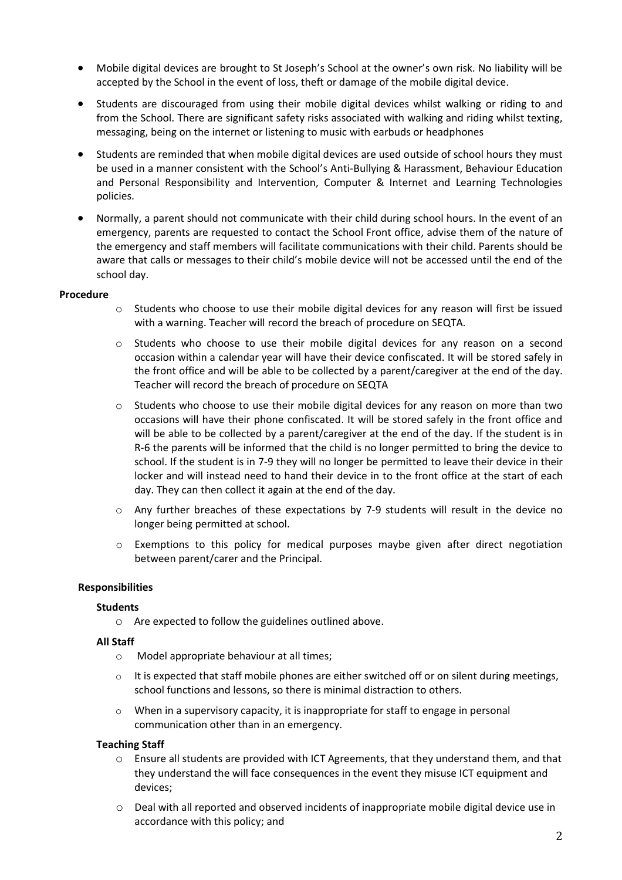- Mobile digital devices are brought to St Joseph's School at the owner's own risk. No liability will be accepted by the School in the event of loss, theft or damage of the mobile digital device.
- Students are discouraged from using their mobile digital devices whilst walking or riding to and from the School. There are significant safety risks associated with walking and riding whilst texting, messaging, being on the internet or listening to music with earbuds or headphones
- Students are reminded that when mobile digital devices are used outside of school hours they must be used in a manner consistent with the School's Anti-Bullying & Harassment, Behaviour Education and Personal Responsibility and Intervention, Computer & Internet and Learning Technologies policies.
- Normally, a parent should not communicate with their child during school hours. In the event of an emergency, parents are requested to contact the School Front office, advise them of the nature of the emergency and staff members will facilitate communications with their child. Parents should be aware that calls or messages to their child's mobile device will not be accessed until the end of the school day.

**Procedure**

- Students who choose to use their mobile digital devices for any reason will first be issued with a warning. Teacher will record the breach of procedure on SEQTA.
- Students who choose to use their mobile digital devices for any reason on a second occasion within a calendar year will have their device confiscated. It will be stored safely in the front office and will be able to be collected by a parent/caregiver at the end of the day. Teacher will record the breach of procedure on SEQTA
- Students who choose to use their mobile digital devices for any reason on more than two occasions will have their phone confiscated. It will be stored safely in the front office and will be able to be collected by a parent/caregiver at the end of the day. If the student is in R-6 the parents will be informed that the child is no longer permitted to bring the device to school. If the student is in 7-9 they will no longer be permitted to leave their device in their locker and will instead need to hand their device in to the front office at the start of each day. They can then collect it again at the end of the day.
- Any further breaches of these expectations by 7-9 students will result in the device no longer being permitted at school.
- Exemptions to this policy for medical purposes maybe given after direct negotiation between parent/carer and the Principal.

**Responsibilities**

**Students**

- Are expected to follow the guidelines outlined above.

**All Staff**

- Model appropriate behaviour at all times;
- It is expected that staff mobile phones are either switched off or on silent during meetings, school functions and lessons, so there is minimal distraction to others.
- When in a supervisory capacity, it is inappropriate for staff to engage in personal communication other than in an emergency.

**Teaching Staff**

- Ensure all students are provided with ICT Agreements, that they understand them, and that they understand the will face consequences in the event they misuse ICT equipment and devices;
- Deal with all reported and observed incidents of inappropriate mobile digital device use in accordance with this policy; and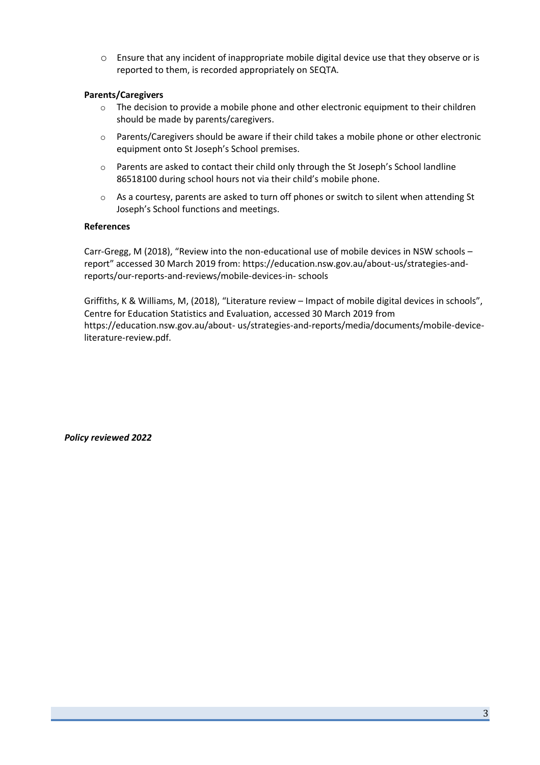- Ensure that any incident of inappropriate mobile digital device use that they observe or is reported to them, is recorded appropriately on SEQTA.

**Parents/Caregivers**

- The decision to provide a mobile phone and other electronic equipment to their children should be made by parents/caregivers.
- Parents/Caregivers should be aware if their child takes a mobile phone or other electronic equipment onto St Joseph's School premises.
- Parents are asked to contact their child only through the St Joseph's School landline 86518100 during school hours not via their child's mobile phone.
- As a courtesy, parents are asked to turn off phones or switch to silent when attending St Joseph's School functions and meetings.

**References**

Carr-Gregg, M (2018), "Review into the non-educational use of mobile devices in NSW schools – report" accessed 30 March 2019 from: https://education.nsw.gov.au/about-us/strategies-and-reports/our-reports-and-reviews/mobile-devices-in- schools

Griffiths, K & Williams, M, (2018), "Literature review – Impact of mobile digital devices in schools", Centre for Education Statistics and Evaluation, accessed 30 March 2019 from https://education.nsw.gov.au/about- us/strategies-and-reports/media/documents/mobile-device-literature-review.pdf.

***Policy reviewed 2022***